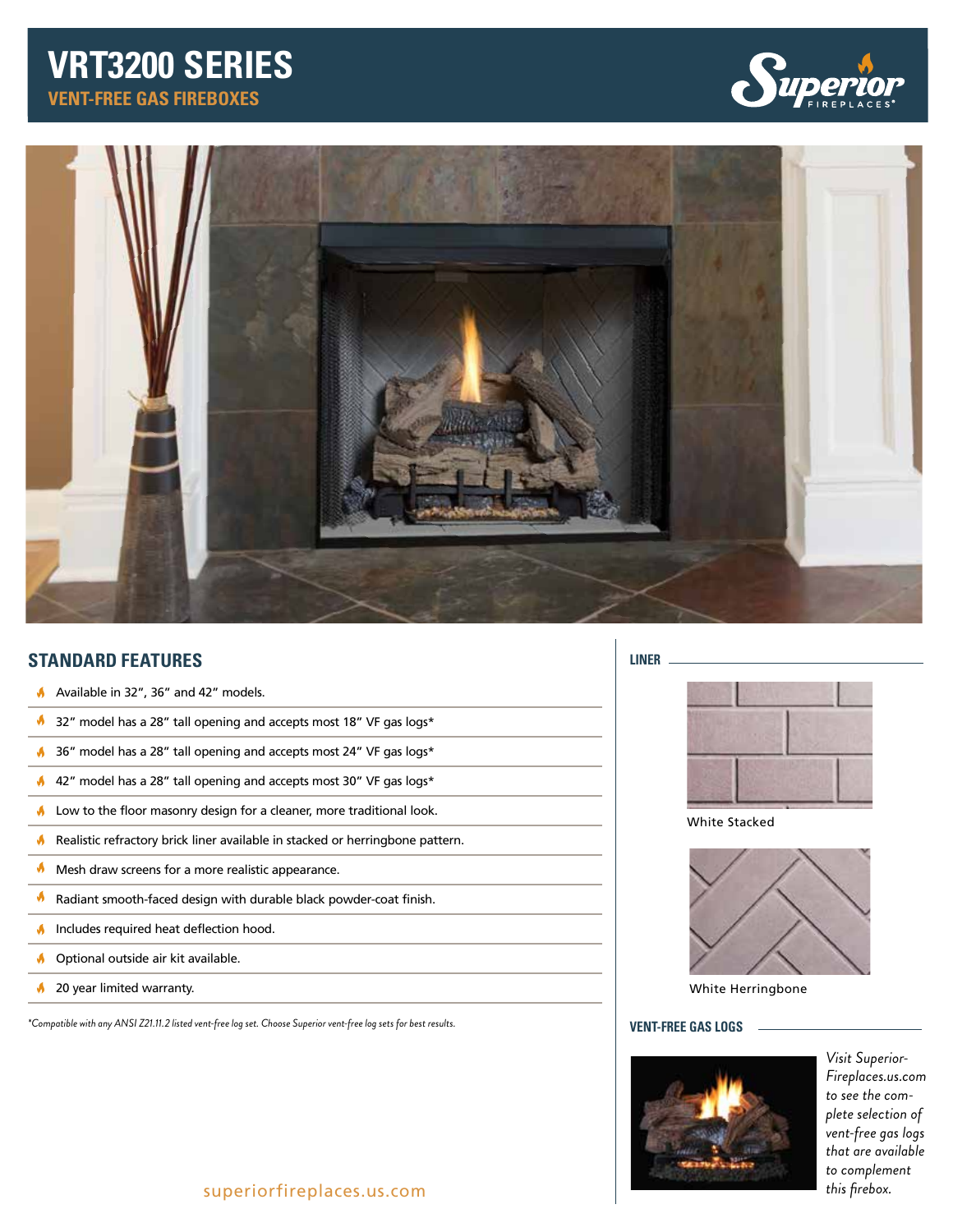# VRT3200 SERIES

## VENT-FREE GAS FIREBOXES

## STANDARD FEATURES

- Available in 32", 36" and 42" models.
- 32" model has a 28" tall opening and accepts most 18" VF gas logs*
- 36" model has a 28" tall opening and accepts most 24" VF gas logs*
- 42" model has a 28" tall opening and accepts most 30" VF gas logs*
- Low to the floor masonry design for a cleaner, more traditional look.
- Realistic refractory brick liner available in stacked or herringbone pattern.
- Mesh draw screens for a more realistic appearance.
- Radiant smooth-faced design with durable black powder-coat finish.
- Includes required heat deflection hood.
- Optional outside air kit available.
- 20 year limited warranty.

*\*Compatible with any ANSI Z21.11.2 listed vent-free log set. Choose Superior vent-free log sets for best results.*

### LINER

White Stacked

White Herringbone

### VENT-FREE GAS LOGS

*Visit Superior-Fireplaces.us.com to see the complete selection of vent-free gas logs that are available to complement this firebox.*

superiorfireplaces.us.com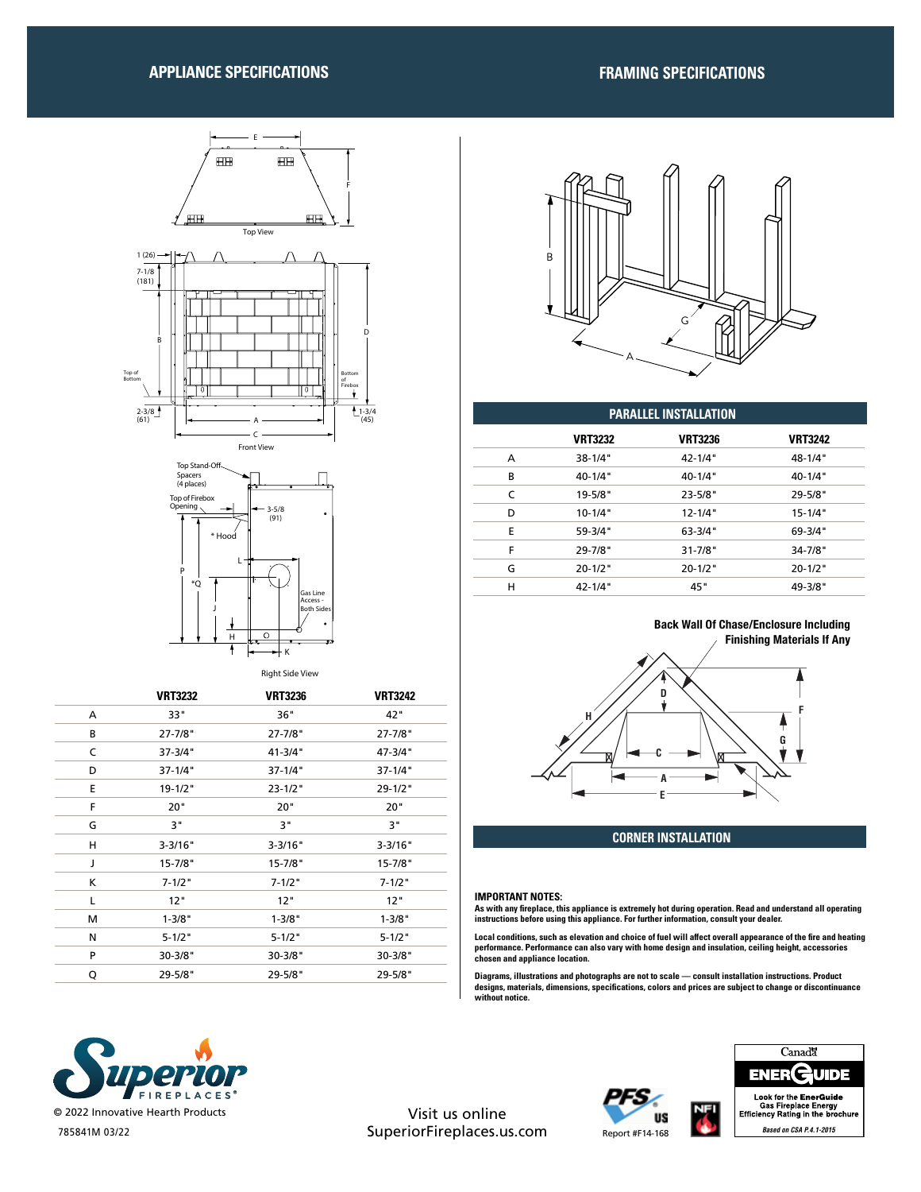## APPLIANCE SPECIFICATIONS

Top View

1 (26)
7-1/8 (181)
Top of Bottom
2-3/8 (61)
Bottom of Firebox
1-3/4 (45)

Front View

Top Stand-Off Spacers (4 places)
Top of Firebox Opening
3-5/8 (91)
* Hood
Gas Line Access - Both Sides

Right Side View

| | VRT3232 | VRT3236 | VRT3242 |
|---|---|---|---|
| A | 33" | 36" | 42" |
| B | 27-7/8" | 27-7/8" | 27-7/8" |
| C | 37-3/4" | 41-3/4" | 47-3/4" |
| D | 37-1/4" | 37-1/4" | 37-1/4" |
| E | 19-1/2" | 23-1/2" | 29-1/2" |
| F | 20" | 20" | 20" |
| G | 3" | 3" | 3" |
| H | 3-3/16" | 3-3/16" | 3-3/16" |
| J | 15-7/8" | 15-7/8" | 15-7/8" |
| K | 7-1/2" | 7-1/2" | 7-1/2" |
| L | 12" | 12" | 12" |
| M | 1-3/8" | 1-3/8" | 1-3/8" |
| N | 5-1/2" | 5-1/2" | 5-1/2" |
| P | 30-3/8" | 30-3/8" | 30-3/8" |
| Q | 29-5/8" | 29-5/8" | 29-5/8" |

## FRAMING SPECIFICATIONS

### PARALLEL INSTALLATION

| | VRT3232 | VRT3236 | VRT3242 |
|---|---|---|---|
| A | 38-1/4" | 42-1/4" | 48-1/4" |
| B | 40-1/4" | 40-1/4" | 40-1/4" |
| C | 19-5/8" | 23-5/8" | 29-5/8" |
| D | 10-1/4" | 12-1/4" | 15-1/4" |
| E | 59-3/4" | 63-3/4" | 69-3/4" |
| F | 29-7/8" | 31-7/8" | 34-7/8" |
| G | 20-1/2" | 20-1/2" | 20-1/2" |
| H | 42-1/4" | 45" | 49-3/8" |

**Back Wall Of Chase/Enclosure Including Finishing Materials If Any**

### CORNER INSTALLATION

**IMPORTANT NOTES:**

**As with any fireplace, this appliance is extremely hot during operation. Read and understand all operating instructions before using this appliance. For further information, consult your dealer.**

**Local conditions, such as elevation and choice of fuel will affect overall appearance of the fire and heating performance. Performance can also vary with home design and insulation, ceiling height, accessories chosen and appliance location.**

**Diagrams, illustrations and photographs are not to scale — consult installation instructions. Product designs, materials, dimensions, specifications, colors and prices are subject to change or discontinuance without notice.**

Superior FIREPLACES®

© 2022 Innovative Hearth Products

785841M 03/22

Visit us online
SuperiorFireplaces.us.com

PFS US
Report #F14-168

Canada
ENERGUIDE
Look for the EnerGuide Gas Fireplace Energy Efficiency Rating in the brochure
*Based on CSA P.4.1-2015*